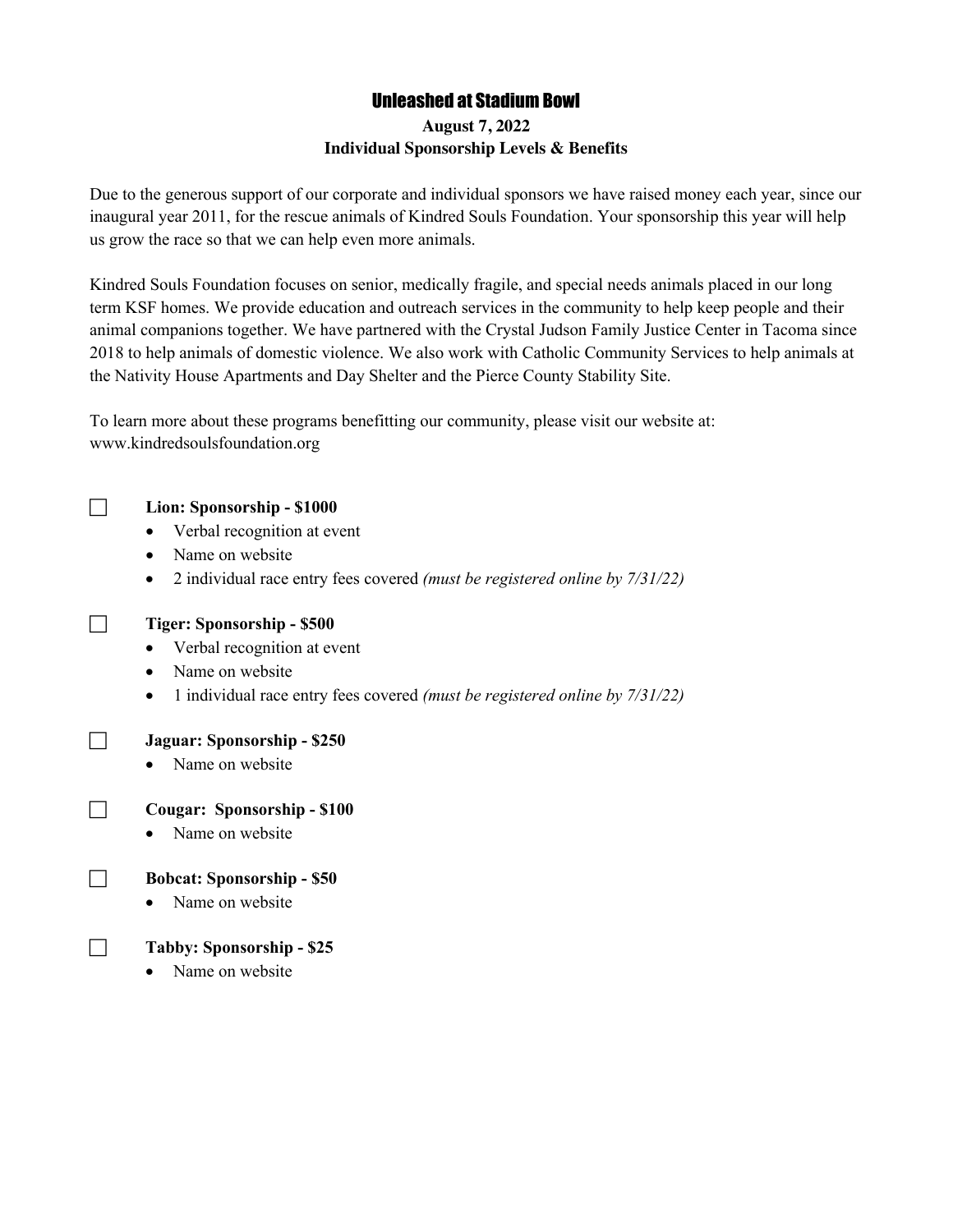# Unleashed at Stadium Bowl

**August 7, 2022**

**Individual Sponsorship Levels & Benefits**

Due to the generous support of our corporate and individual sponsors we have raised money each year, since our inaugural year 2011, for the rescue animals of Kindred Souls Foundation. Your sponsorship this year will help us grow the race so that we can help even more animals.

Kindred Souls Foundation focuses on senior, medically fragile, and special needs animals placed in our long term KSF homes. We provide education and outreach services in the community to help keep people and their animal companions together. We have partnered with the Crystal Judson Family Justice Center in Tacoma since 2018 to help animals of domestic violence. We also work with Catholic Community Services to help animals at the Nativity House Apartments and Day Shelter and the Pierce County Stability Site.

To learn more about these programs benefitting our community, please visit our website at: www.kindredsoulsfoundation.org

☐ **Lion: Sponsorship - $1000**
- Verbal recognition at event
- Name on website
- 2 individual race entry fees covered *(must be registered online by 7/31/22)*

☐ **Tiger: Sponsorship - $500**
- Verbal recognition at event
- Name on website
- 1 individual race entry fees covered *(must be registered online by 7/31/22)*

☐ **Jaguar: Sponsorship - $250**
- Name on website

☐ **Cougar: Sponsorship - $100**
- Name on website

☐ **Bobcat: Sponsorship - $50**
- Name on website

☐ **Tabby: Sponsorship - $25**
- Name on website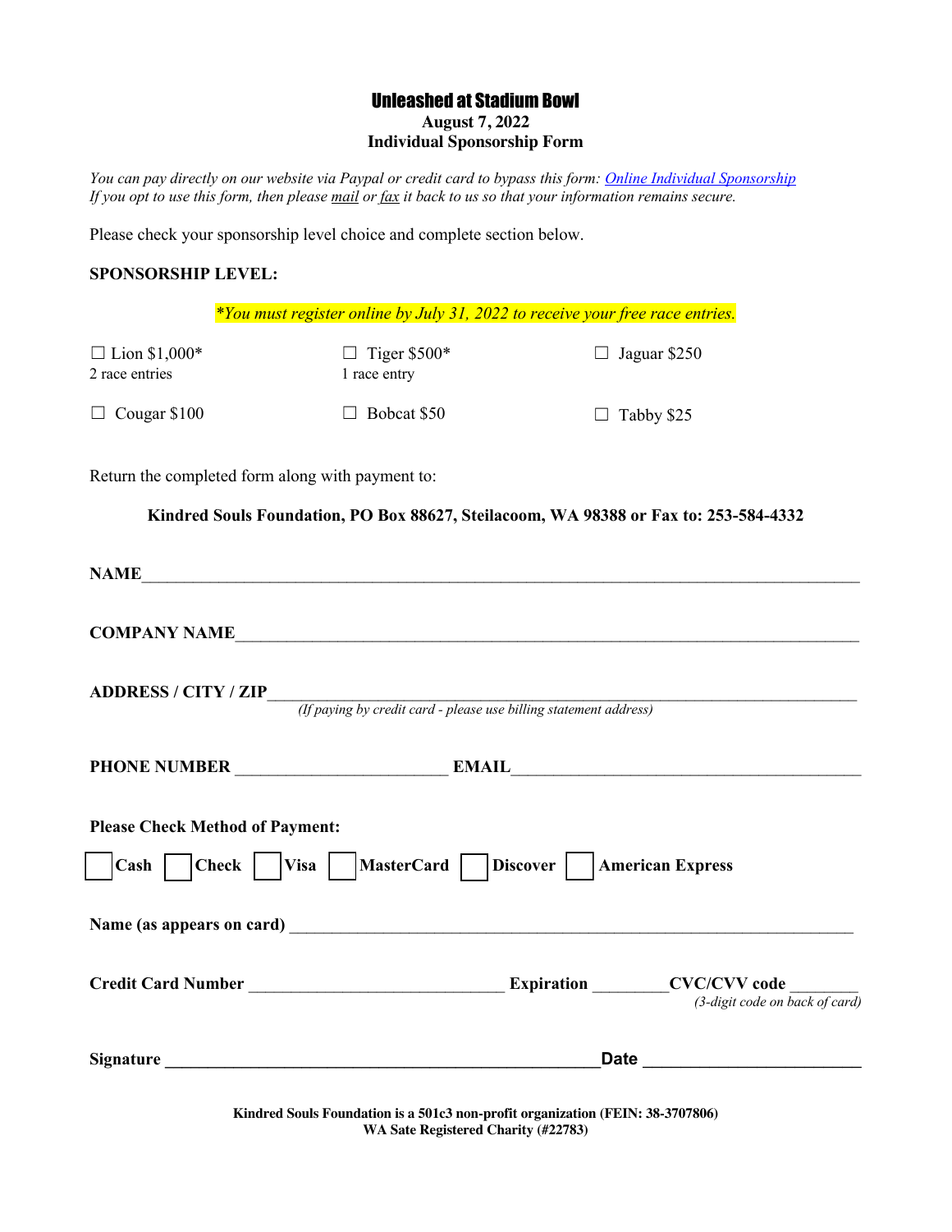# Unleashed at Stadium Bowl

**August 7, 2022**

**Individual Sponsorship Form**

*You can pay directly on our website via Paypal or credit card to bypass this form: [Online Individual Sponsorship]*
*If you opt to use this form, then please mail or fax it back to us so that your information remains secure.*

Please check your sponsorship level choice and complete section below.

**SPONSORSHIP LEVEL:**

*\*You must register online by July 31, 2022 to receive your free race entries.*

| | | |
|---|---|---|
| ☐ Lion $1,000* 2 race entries | ☐ Tiger $500* 1 race entry | ☐ Jaguar $250 |
| ☐ Cougar $100 | ☐ Bobcat $50 | ☐ Tabby $25 |

Return the completed form along with payment to:

**Kindred Souls Foundation, PO Box 88627, Steilacoom, WA 98388 or Fax to: 253-584-4332**

**NAME**_______________________________________________

**COMPANY NAME**_______________________________________________

**ADDRESS / CITY / ZIP**_______________________________________________
*(If paying by credit card - please use billing statement address)*

**PHONE NUMBER** ________________________ **EMAIL**________________________

**Please Check Method of Payment:**

☐ **Cash** ☐ **Check** ☐ **Visa** ☐ **MasterCard** ☐ **Discover** ☐ **American Express**

**Name (as appears on card)** _______________________________________________

**Credit Card Number** ____________________________ **Expiration** ________ **CVC/CVV code** ________
*(3-digit code on back of card)*

**Signature** _______________________________________________ **Date** ________________________

**Kindred Souls Foundation is a 501c3 non-profit organization (FEIN: 38-3707806)**
**WA Sate Registered Charity (#22783)**